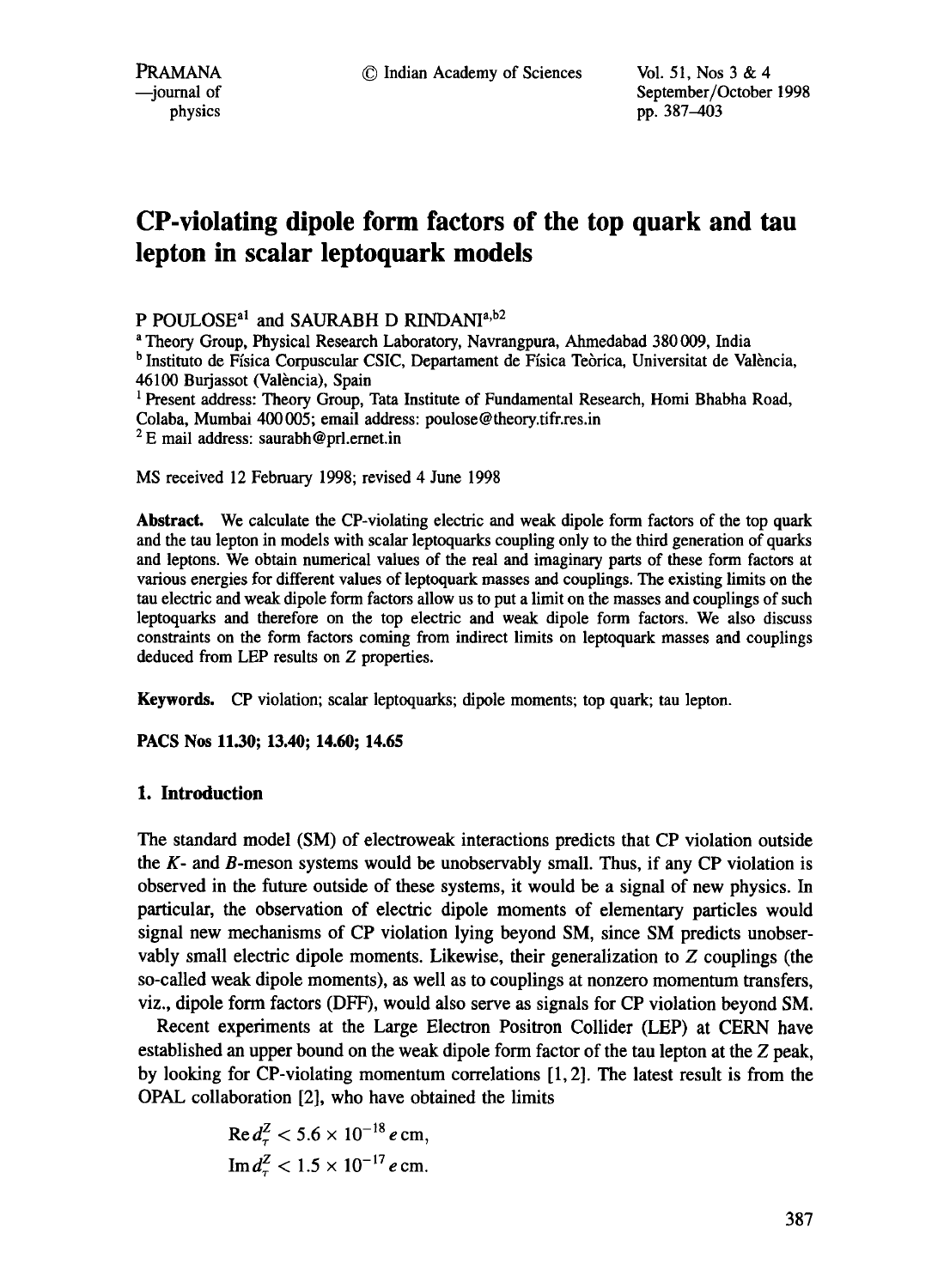# CP-violating dipole form factors of the top quark and tau lepton in scalar leptoquark models

P POULOSE[a1] and SAURABH D RINDANI[a,b2]

[a] Theory Group, Physical Research Laboratory, Navrangpura, Ahmedabad 380 009, India
[b] Instituto de Física Corpuscular CSIC, Departament de Física Teòrica, Universitat de València, 46100 Burjassot (València), Spain
[1] Present address: Theory Group, Tata Institute of Fundamental Research, Homi Bhabha Road, Colaba, Mumbai 400 005; email address: poulose@theory.tifr.res.in
[2] E mail address: saurabh@prl.ernet.in

MS received 12 February 1998; revised 4 June 1998

**Abstract.** We calculate the CP-violating electric and weak dipole form factors of the top quark and the tau lepton in models with scalar leptoquarks coupling only to the third generation of quarks and leptons. We obtain numerical values of the real and imaginary parts of these form factors at various energies for different values of leptoquark masses and couplings. The existing limits on the tau electric and weak dipole form factors allow us to put a limit on the masses and couplings of such leptoquarks and therefore on the top electric and weak dipole form factors. We also discuss constraints on the form factors coming from indirect limits on leptoquark masses and couplings deduced from LEP results on Z properties.

**Keywords.** CP violation; scalar leptoquarks; dipole moments; top quark; tau lepton.

**PACS Nos 11.30; 13.40; 14.60; 14.65**

## 1. Introduction

The standard model (SM) of electroweak interactions predicts that CP violation outside the $K$- and $B$-meson systems would be unobservably small. Thus, if any CP violation is observed in the future outside of these systems, it would be a signal of new physics. In particular, the observation of electric dipole moments of elementary particles would signal new mechanisms of CP violation lying beyond SM, since SM predicts unobservably small electric dipole moments. Likewise, their generalization to $Z$ couplings (the so-called weak dipole moments), as well as to couplings at nonzero momentum transfers, viz., dipole form factors (DFF), would also serve as signals for CP violation beyond SM.

Recent experiments at the Large Electron Positron Collider (LEP) at CERN have established an upper bound on the weak dipole form factor of the tau lepton at the $Z$ peak, by looking for CP-violating momentum correlations [1, 2]. The latest result is from the OPAL collaboration [2], who have obtained the limits

$$\mathrm{Re}\, d_\tau^Z < 5.6 \times 10^{-18}\, e\,\mathrm{cm},$$
$$\mathrm{Im}\, d_\tau^Z < 1.5 \times 10^{-17}\, e\,\mathrm{cm}.$$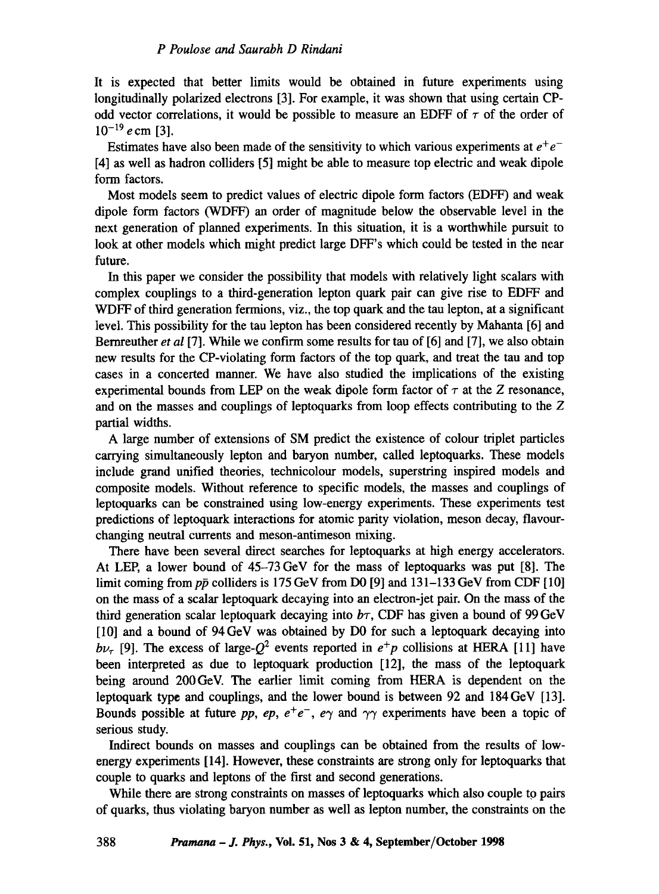It is expected that better limits would be obtained in future experiments using longitudinally polarized electrons [3]. For example, it was shown that using certain CP-odd vector correlations, it would be possible to measure an EDFF of $\tau$ of the order of $10^{-19}\, e\,\text{cm}$ [3].

Estimates have also been made of the sensitivity to which various experiments at $e^+e^-$ [4] as well as hadron colliders [5] might be able to measure top electric and weak dipole form factors.

Most models seem to predict values of electric dipole form factors (EDFF) and weak dipole form factors (WDFF) an order of magnitude below the observable level in the next generation of planned experiments. In this situation, it is a worthwhile pursuit to look at other models which might predict large DFF's which could be tested in the near future.

In this paper we consider the possibility that models with relatively light scalars with complex couplings to a third-generation lepton quark pair can give rise to EDFF and WDFF of third generation fermions, viz., the top quark and the tau lepton, at a significant level. This possibility for the tau lepton has been considered recently by Mahanta [6] and Bernreuther *et al* [7]. While we confirm some results for tau of [6] and [7], we also obtain new results for the CP-violating form factors of the top quark, and treat the tau and top cases in a concerted manner. We have also studied the implications of the existing experimental bounds from LEP on the weak dipole form factor of $\tau$ at the $Z$ resonance, and on the masses and couplings of leptoquarks from loop effects contributing to the $Z$ partial widths.

A large number of extensions of SM predict the existence of colour triplet particles carrying simultaneously lepton and baryon number, called leptoquarks. These models include grand unified theories, technicolour models, superstring inspired models and composite models. Without reference to specific models, the masses and couplings of leptoquarks can be constrained using low-energy experiments. These experiments test predictions of leptoquark interactions for atomic parity violation, meson decay, flavour-changing neutral currents and meson-antimeson mixing.

There have been several direct searches for leptoquarks at high energy accelerators. At LEP, a lower bound of 45–73 GeV for the mass of leptoquarks was put [8]. The limit coming from $p\bar{p}$ colliders is 175 GeV from D0 [9] and 131–133 GeV from CDF [10] on the mass of a scalar leptoquark decaying into an electron-jet pair. On the mass of the third generation scalar leptoquark decaying into $b\tau$, CDF has given a bound of 99 GeV [10] and a bound of 94 GeV was obtained by D0 for such a leptoquark decaying into $b\nu_\tau$ [9]. The excess of large-$Q^2$ events reported in $e^+p$ collisions at HERA [11] have been interpreted as due to leptoquark production [12], the mass of the leptoquark being around 200 GeV. The earlier limit coming from HERA is dependent on the leptoquark type and couplings, and the lower bound is between 92 and 184 GeV [13]. Bounds possible at future $pp$, $ep$, $e^+e^-$, $e\gamma$ and $\gamma\gamma$ experiments have been a topic of serious study.

Indirect bounds on masses and couplings can be obtained from the results of low-energy experiments [14]. However, these constraints are strong only for leptoquarks that couple to quarks and leptons of the first and second generations.

While there are strong constraints on masses of leptoquarks which also couple to pairs of quarks, thus violating baryon number as well as lepton number, the constraints on the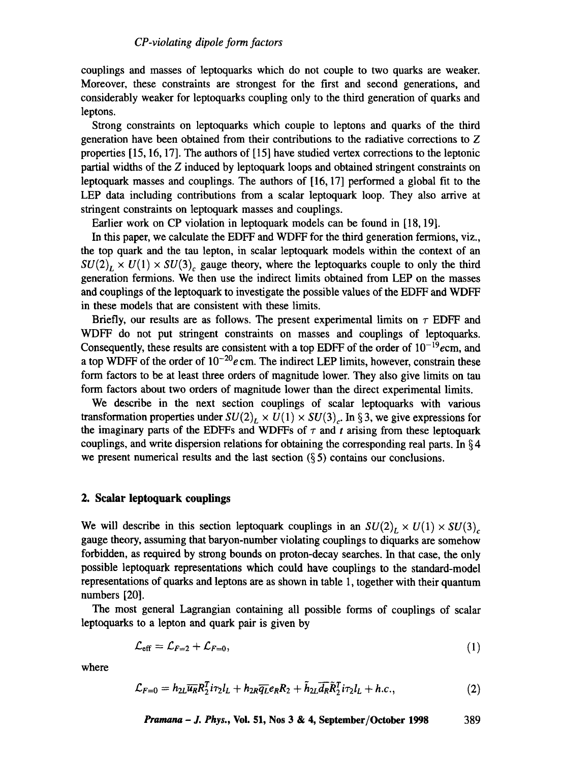couplings and masses of leptoquarks which do not couple to two quarks are weaker. Moreover, these constraints are strongest for the first and second generations, and considerably weaker for leptoquarks coupling only to the third generation of quarks and leptons.

Strong constraints on leptoquarks which couple to leptons and quarks of the third generation have been obtained from their contributions to the radiative corrections to Z properties [15, 16, 17]. The authors of [15] have studied vertex corrections to the leptonic partial widths of the Z induced by leptoquark loops and obtained stringent constraints on leptoquark masses and couplings. The authors of [16, 17] performed a global fit to the LEP data including contributions from a scalar leptoquark loop. They also arrive at stringent constraints on leptoquark masses and couplings.

Earlier work on CP violation in leptoquark models can be found in [18, 19].

In this paper, we calculate the EDFF and WDFF for the third generation fermions, viz., the top quark and the tau lepton, in scalar leptoquark models within the context of an $SU(2)_L \times U(1) \times SU(3)_c$ gauge theory, where the leptoquarks couple to only the third generation fermions. We then use the indirect limits obtained from LEP on the masses and couplings of the leptoquark to investigate the possible values of the EDFF and WDFF in these models that are consistent with these limits.

Briefly, our results are as follows. The present experimental limits on $\tau$ EDFF and WDFF do not put stringent constraints on masses and couplings of leptoquarks. Consequently, these results are consistent with a top EDFF of the order of $10^{-19} e$cm, and a top WDFF of the order of $10^{-20} e$ cm. The indirect LEP limits, however, constrain these form factors to be at least three orders of magnitude lower. They also give limits on tau form factors about two orders of magnitude lower than the direct experimental limits.

We describe in the next section couplings of scalar leptoquarks with various transformation properties under $SU(2)_L \times U(1) \times SU(3)_c$. In § 3, we give expressions for the imaginary parts of the EDFFs and WDFFs of $\tau$ and $t$ arising from these leptoquark couplings, and write dispersion relations for obtaining the corresponding real parts. In § 4 we present numerical results and the last section (§ 5) contains our conclusions.

## 2. Scalar leptoquark couplings

We will describe in this section leptoquark couplings in an $SU(2)_L \times U(1) \times SU(3)_c$ gauge theory, assuming that baryon-number violating couplings to diquarks are somehow forbidden, as required by strong bounds on proton-decay searches. In that case, the only possible leptoquark representations which could have couplings to the standard-model representations of quarks and leptons are as shown in table 1, together with their quantum numbers [20].

The most general Lagrangian containing all possible forms of couplings of scalar leptoquarks to a lepton and quark pair is given by

$$\mathcal{L}_{\text{eff}} = \mathcal{L}_{F=2} + \mathcal{L}_{F=0}, \tag{1}$$

where

$$\mathcal{L}_{F=0} = h_{2L}\overline{u_R}R_2^T i\tau_2 l_L + h_{2R}\overline{q_L}e_R R_2 + \tilde{h}_{2L}\overline{d_R}\tilde{R}_2^T i\tau_2 l_L + h.c., \tag{2}$$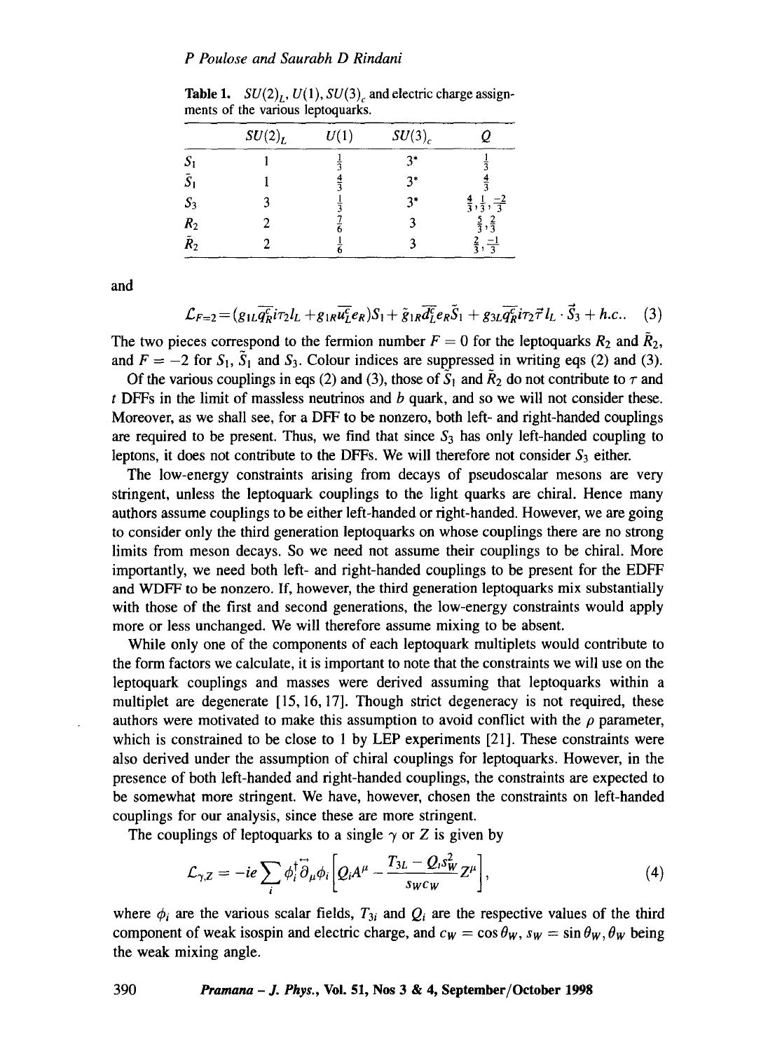**Table 1.** $SU(2)_L$, $U(1)$, $SU(3)_c$ and electric charge assignments of the various leptoquarks.

| | $SU(2)_L$ | $U(1)$ | $SU(3)_c$ | $Q$ |
|---|---|---|---|---|
| $S_1$ | 1 | $\frac{1}{3}$ | $3^*$ | $\frac{1}{3}$ |
| $\tilde{S}_1$ | 1 | $\frac{4}{3}$ | $3^*$ | $\frac{4}{3}$ |
| $S_3$ | 3 | $\frac{1}{3}$ | $3^*$ | $\frac{4}{3}, \frac{1}{3}, \frac{-2}{3}$ |
| $R_2$ | 2 | $\frac{7}{6}$ | 3 | $\frac{5}{3}, \frac{2}{3}$ |
| $\tilde{R}_2$ | 2 | $\frac{1}{6}$ | 3 | $\frac{2}{3}, \frac{-1}{3}$ |

and

$$\mathcal{L}_{F=2} = (g_{1L}\overline{q_R^c}i\tau_2 l_L + g_{1R}\overline{u_L^c}e_R)S_1 + \tilde{g}_{1R}\overline{d_L^c}e_R\tilde{S}_1 + g_{3L}\overline{q_R^c}i\tau_2\vec{\tau}l_L \cdot \vec{S}_3 + h.c.. \quad (3)$$

The two pieces correspond to the fermion number $F = 0$ for the leptoquarks $R_2$ and $\tilde{R}_2$, and $F = -2$ for $S_1$, $\tilde{S}_1$ and $S_3$. Colour indices are suppressed in writing eqs (2) and (3).

Of the various couplings in eqs (2) and (3), those of $\tilde{S}_1$ and $\tilde{R}_2$ do not contribute to $\tau$ and $t$ DFFs in the limit of massless neutrinos and $b$ quark, and so we will not consider these. Moreover, as we shall see, for a DFF to be nonzero, both left- and right-handed couplings are required to be present. Thus, we find that since $S_3$ has only left-handed coupling to leptons, it does not contribute to the DFFs. We will therefore not consider $S_3$ either.

The low-energy constraints arising from decays of pseudoscalar mesons are very stringent, unless the leptoquark couplings to the light quarks are chiral. Hence many authors assume couplings to be either left-handed or right-handed. However, we are going to consider only the third generation leptoquarks on whose couplings there are no strong limits from meson decays. So we need not assume their couplings to be chiral. More importantly, we need both left- and right-handed couplings to be present for the EDFF and WDFF to be nonzero. If, however, the third generation leptoquarks mix substantially with those of the first and second generations, the low-energy constraints would apply more or less unchanged. We will therefore assume mixing to be absent.

While only one of the components of each leptoquark multiplets would contribute to the form factors we calculate, it is important to note that the constraints we will use on the leptoquark couplings and masses were derived assuming that leptoquarks within a multiplet are degenerate [15, 16, 17]. Though strict degeneracy is not required, these authors were motivated to make this assumption to avoid conflict with the $\rho$ parameter, which is constrained to be close to 1 by LEP experiments [21]. These constraints were also derived under the assumption of chiral couplings for leptoquarks. However, in the presence of both left-handed and right-handed couplings, the constraints are expected to be somewhat more stringent. We have, however, chosen the constraints on left-handed couplings for our analysis, since these are more stringent.

The couplings of leptoquarks to a single $\gamma$ or $Z$ is given by

$$\mathcal{L}_{\gamma,Z} = -ie\sum_i \phi_i^\dagger \overleftrightarrow{\partial}_\mu \phi_i \left[ Q_i A^\mu - \frac{T_{3L} - Q_i s_W^2}{s_W c_W} Z^\mu \right], \quad (4)$$

where $\phi_i$ are the various scalar fields, $T_{3i}$ and $Q_i$ are the respective values of the third component of weak isospin and electric charge, and $c_W = \cos\theta_W$, $s_W = \sin\theta_W$, $\theta_W$ being the weak mixing angle.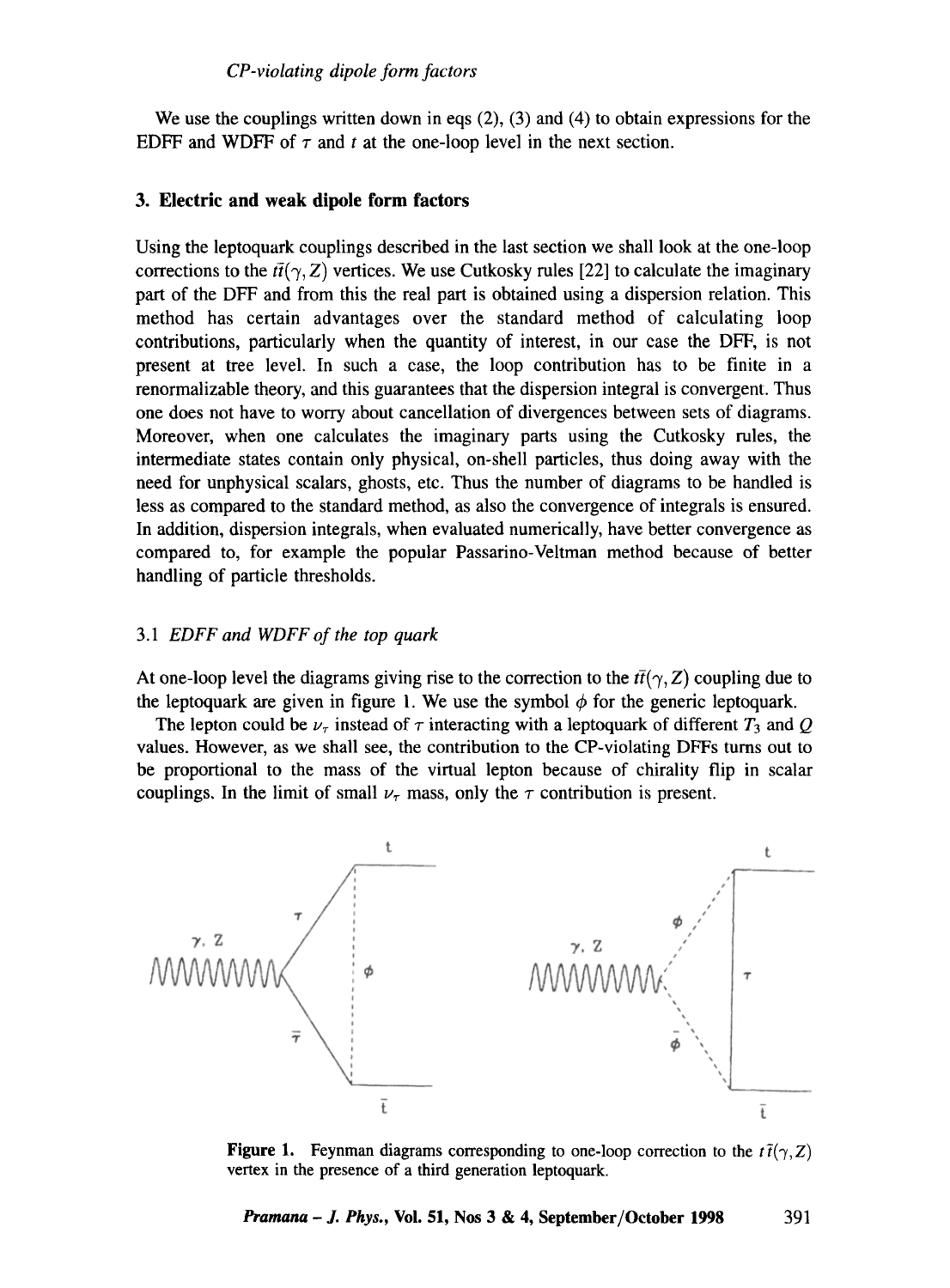We use the couplings written down in eqs (2), (3) and (4) to obtain expressions for the EDFF and WDFF of $\tau$ and $t$ at the one-loop level in the next section.

## 3. Electric and weak dipole form factors

Using the leptoquark couplings described in the last section we shall look at the one-loop corrections to the $t\bar{t}(\gamma, Z)$ vertices. We use Cutkosky rules [22] to calculate the imaginary part of the DFF and from this the real part is obtained using a dispersion relation. This method has certain advantages over the standard method of calculating loop contributions, particularly when the quantity of interest, in our case the DFF, is not present at tree level. In such a case, the loop contribution has to be finite in a renormalizable theory, and this guarantees that the dispersion integral is convergent. Thus one does not have to worry about cancellation of divergences between sets of diagrams. Moreover, when one calculates the imaginary parts using the Cutkosky rules, the intermediate states contain only physical, on-shell particles, thus doing away with the need for unphysical scalars, ghosts, etc. Thus the number of diagrams to be handled is less as compared to the standard method, as also the convergence of integrals is ensured. In addition, dispersion integrals, when evaluated numerically, have better convergence as compared to, for example the popular Passarino-Veltman method because of better handling of particle thresholds.

### 3.1 *EDFF and WDFF of the top quark*

At one-loop level the diagrams giving rise to the correction to the $t\bar{t}(\gamma, Z)$ coupling due to the leptoquark are given in figure 1. We use the symbol $\phi$ for the generic leptoquark.

The lepton could be $\nu_\tau$ instead of $\tau$ interacting with a leptoquark of different $T_3$ and $Q$ values. However, as we shall see, the contribution to the CP-violating DFFs turns out to be proportional to the mass of the virtual lepton because of chirality flip in scalar couplings. In the limit of small $\nu_\tau$ mass, only the $\tau$ contribution is present.

**Figure 1.** Feynman diagrams corresponding to one-loop correction to the $t\bar{t}(\gamma, Z)$ vertex in the presence of a third generation leptoquark.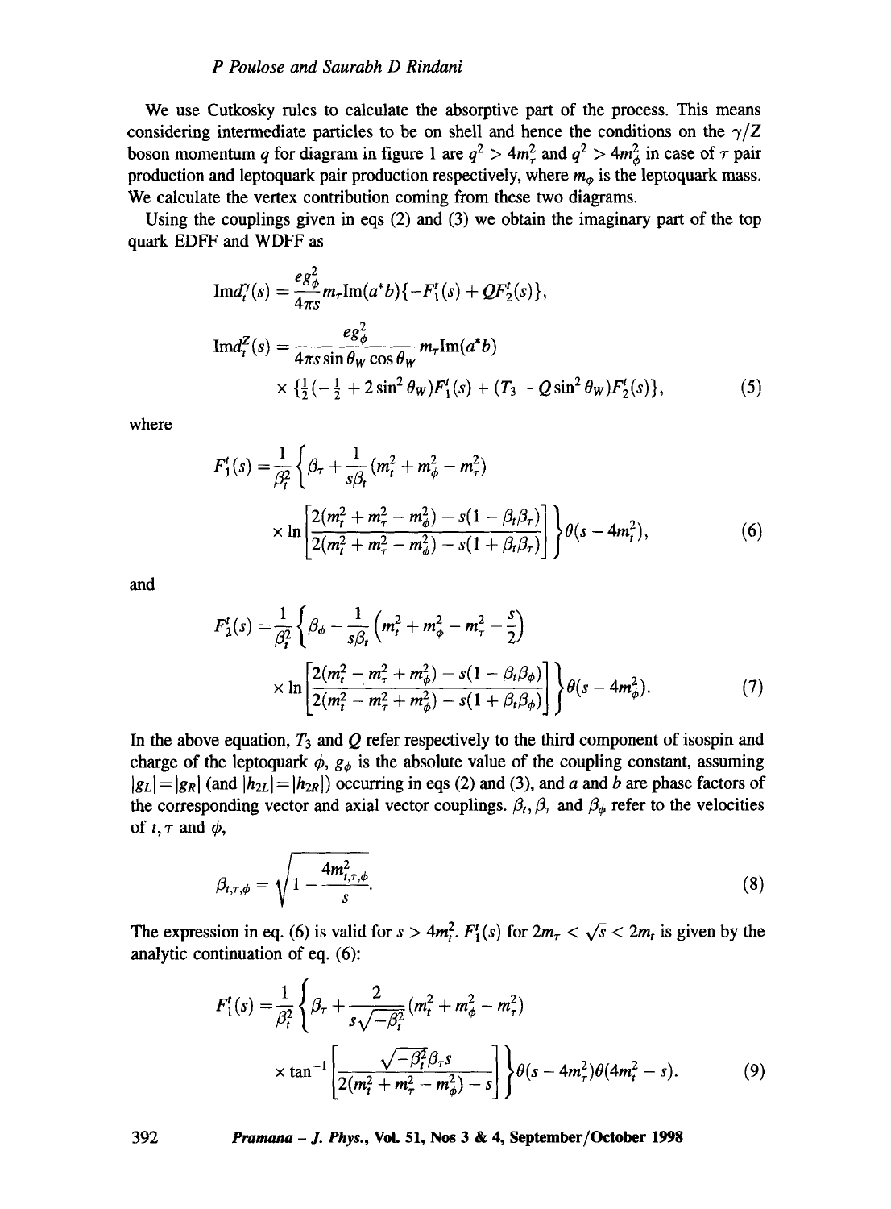We use Cutkosky rules to calculate the absorptive part of the process. This means considering intermediate particles to be on shell and hence the conditions on the $\gamma/Z$ boson momentum $q$ for diagram in figure 1 are $q^2 > 4m_\tau^2$ and $q^2 > 4m_\phi^2$ in case of $\tau$ pair production and leptoquark pair production respectively, where $m_\phi$ is the leptoquark mass. We calculate the vertex contribution coming from these two diagrams.

Using the couplings given in eqs (2) and (3) we obtain the imaginary part of the top quark EDFF and WDFF as

$$
\begin{aligned}
\mathrm{Im} d_t^\gamma(s) &= \frac{e g_\phi^2}{4\pi s} m_\tau \mathrm{Im}(a^* b)\{-F_1^t(s) + Q F_2^t(s)\}, \\
\mathrm{Im} d_t^Z(s) &= \frac{e g_\phi^2}{4\pi s \sin\theta_W \cos\theta_W} m_\tau \mathrm{Im}(a^* b) \\
&\quad \times \{\tfrac{1}{2}(-\tfrac{1}{2} + 2\sin^2\theta_W) F_1^t(s) + (T_3 - Q\sin^2\theta_W) F_2^t(s)\},
\end{aligned} \tag{5}
$$

where

$$
\begin{aligned}
F_1^t(s) =& \frac{1}{\beta_t^2}\left\{\beta_\tau + \frac{1}{s\beta_t}(m_t^2 + m_\phi^2 - m_\tau^2)\right. \\
& \left. \times \ln\left[\frac{2(m_t^2 + m_\tau^2 - m_\phi^2) - s(1-\beta_t\beta_\tau)}{2(m_t^2 + m_\tau^2 - m_\phi^2) - s(1+\beta_t\beta_\tau)}\right]\right\}\theta(s - 4m_t^2),
\end{aligned} \tag{6}
$$

and

$$
\begin{aligned}
F_2^t(s) =& \frac{1}{\beta_t^2}\left\{\beta_\phi - \frac{1}{s\beta_t}\left(m_t^2 + m_\phi^2 - m_\tau^2 - \frac{s}{2}\right)\right. \\
& \left. \times \ln\left[\frac{2(m_t^2 - m_\tau^2 + m_\phi^2) - s(1-\beta_t\beta_\phi)}{2(m_t^2 - m_\tau^2 + m_\phi^2) - s(1+\beta_t\beta_\phi)}\right]\right\}\theta(s - 4m_\phi^2).
\end{aligned} \tag{7}
$$

In the above equation, $T_3$ and $Q$ refer respectively to the third component of isospin and charge of the leptoquark $\phi$, $g_\phi$ is the absolute value of the coupling constant, assuming $|g_L| = |g_R|$ (and $|h_{2L}| = |h_{2R}|$) occurring in eqs (2) and (3), and $a$ and $b$ are phase factors of the corresponding vector and axial vector couplings. $\beta_t, \beta_\tau$ and $\beta_\phi$ refer to the velocities of $t, \tau$ and $\phi$,

$$
\beta_{t,\tau,\phi} = \sqrt{1 - \frac{4m_{t,\tau,\phi}^2}{s}}. \tag{8}
$$

The expression in eq. (6) is valid for $s > 4m_t^2$. $F_1^t(s)$ for $2m_\tau < \sqrt{s} < 2m_t$ is given by the analytic continuation of eq. (6):

$$
\begin{aligned}
F_1^t(s) =& \frac{1}{\beta_t^2}\left\{\beta_\tau + \frac{2}{s\sqrt{-\beta_t^2}}(m_t^2 + m_\phi^2 - m_\tau^2)\right. \\
& \left. \times \tan^{-1}\left[\frac{\sqrt{-\beta_t^2}\beta_\tau s}{2(m_t^2 + m_\tau^2 - m_\phi^2) - s}\right]\right\}\theta(s - 4m_\tau^2)\theta(4m_t^2 - s).
\end{aligned} \tag{9}
$$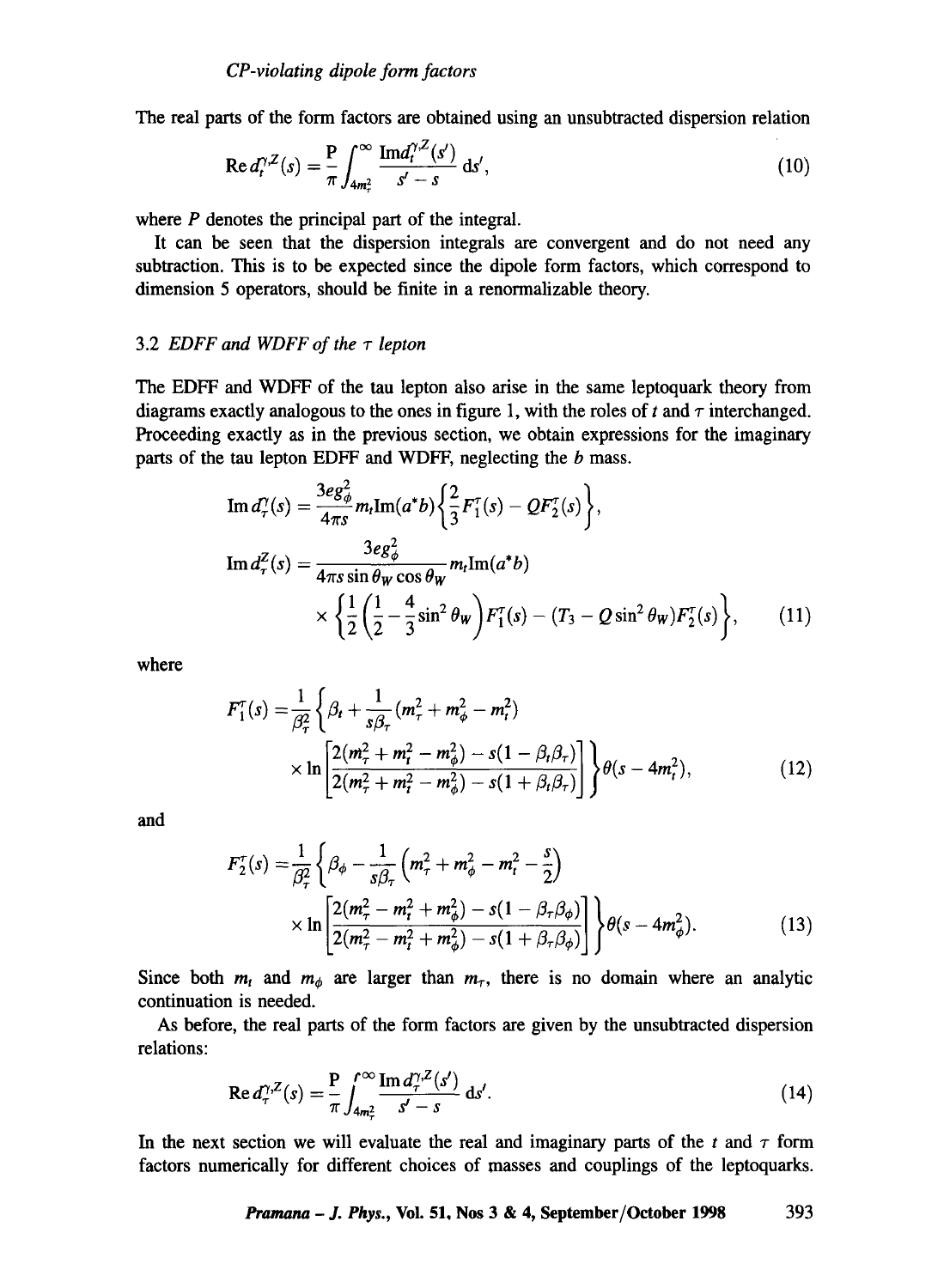The real parts of the form factors are obtained using an unsubtracted dispersion relation

$$\mathrm{Re}\, d_t^{\gamma,Z}(s) = \frac{\mathrm{P}}{\pi}\int_{4m_\tau^2}^{\infty} \frac{\mathrm{Im} d_t^{\gamma,Z}(s')}{s'-s}\,\mathrm{d}s', \tag{10}$$

where $P$ denotes the principal part of the integral.

It can be seen that the dispersion integrals are convergent and do not need any subtraction. This is to be expected since the dipole form factors, which correspond to dimension 5 operators, should be finite in a renormalizable theory.

### 3.2 *EDFF and WDFF of the $\tau$ lepton*

The EDFF and WDFF of the tau lepton also arise in the same leptoquark theory from diagrams exactly analogous to the ones in figure 1, with the roles of $t$ and $\tau$ interchanged. Proceeding exactly as in the previous section, we obtain expressions for the imaginary parts of the tau lepton EDFF and WDFF, neglecting the $b$ mass.

$$\begin{aligned}
\mathrm{Im}\, d_\tau^\gamma(s) &= \frac{3eg_\phi^2}{4\pi s} m_t \mathrm{Im}(a^* b)\left\{\frac{2}{3}F_1^\tau(s) - QF_2^\tau(s)\right\},\\
\mathrm{Im}\, d_\tau^Z(s) &= \frac{3eg_\phi^2}{4\pi s \sin\theta_W \cos\theta_W} m_t \mathrm{Im}(a^* b)\\
&\quad\times\left\{\frac{1}{2}\left(\frac{1}{2}-\frac{4}{3}\sin^2\theta_W\right)F_1^\tau(s) - (T_3 - Q\sin^2\theta_W)F_2^\tau(s)\right\},
\end{aligned}\tag{11}$$

where

$$\begin{aligned}
F_1^\tau(s) =& \frac{1}{\beta_\tau^2}\left\{\beta_t + \frac{1}{s\beta_\tau}(m_\tau^2 + m_\phi^2 - m_t^2)\right.\\
&\left.\times \ln\left[\frac{2(m_\tau^2 + m_t^2 - m_\phi^2) - s(1-\beta_t\beta_\tau)}{2(m_\tau^2 + m_t^2 - m_\phi^2) - s(1+\beta_t\beta_\tau)}\right]\right\}\theta(s-4m_t^2),
\end{aligned}\tag{12}$$

and

$$\begin{aligned}
F_2^\tau(s) =& \frac{1}{\beta_\tau^2}\left\{\beta_\phi - \frac{1}{s\beta_\tau}\left(m_\tau^2 + m_\phi^2 - m_t^2 - \frac{s}{2}\right)\right.\\
&\left.\times \ln\left[\frac{2(m_\tau^2 - m_t^2 + m_\phi^2) - s(1-\beta_\tau\beta_\phi)}{2(m_\tau^2 - m_t^2 + m_\phi^2) - s(1+\beta_\tau\beta_\phi)}\right]\right\}\theta(s-4m_\phi^2).
\end{aligned}\tag{13}$$

Since both $m_t$ and $m_\phi$ are larger than $m_\tau$, there is no domain where an analytic continuation is needed.

As before, the real parts of the form factors are given by the unsubtracted dispersion relations:

$$\mathrm{Re}\, d_\tau^{\gamma,Z}(s) = \frac{\mathrm{P}}{\pi}\int_{4m_\tau^2}^{\infty} \frac{\mathrm{Im}\, d_\tau^{\gamma,Z}(s')}{s'-s}\,\mathrm{d}s'. \tag{14}$$

In the next section we will evaluate the real and imaginary parts of the $t$ and $\tau$ form factors numerically for different choices of masses and couplings of the leptoquarks.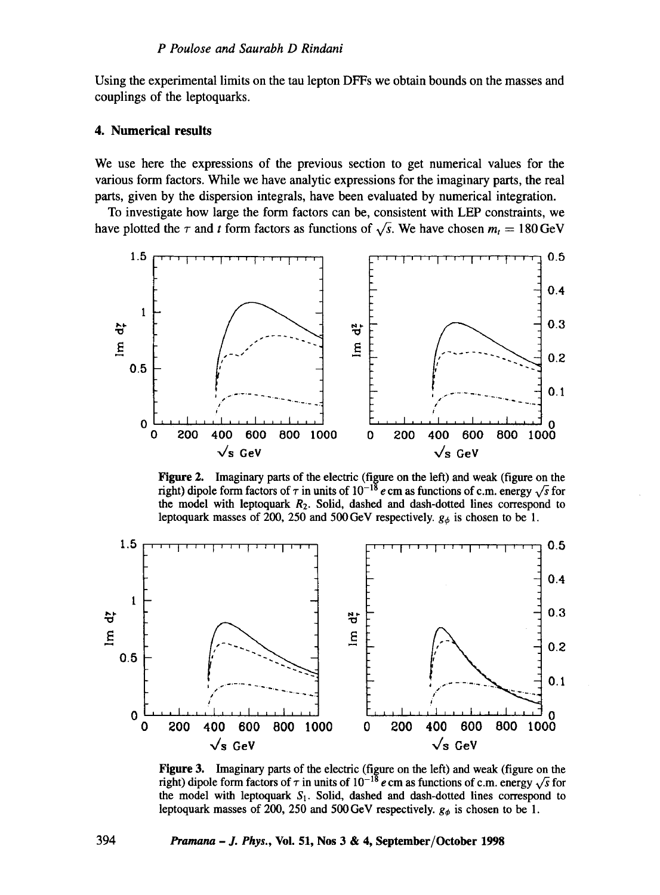Using the experimental limits on the tau lepton DFFs we obtain bounds on the masses and couplings of the leptoquarks.

## 4. Numerical results

We use here the expressions of the previous section to get numerical values for the various form factors. While we have analytic expressions for the imaginary parts, the real parts, given by the dispersion integrals, have been evaluated by numerical integration.

To investigate how large the form factors can be, consistent with LEP constraints, we have plotted the $\tau$ and $t$ form factors as functions of $\sqrt{s}$. We have chosen $m_t = 180\,\text{GeV}$

**Figure 2.** Imaginary parts of the electric (figure on the left) and weak (figure on the right) dipole form factors of $\tau$ in units of $10^{-18}\,e\,\text{cm}$ as functions of c.m. energy $\sqrt{s}$ for the model with leptoquark $R_2$. Solid, dashed and dash-dotted lines correspond to leptoquark masses of 200, 250 and 500 GeV respectively. $g_\phi$ is chosen to be 1.

**Figure 3.** Imaginary parts of the electric (figure on the left) and weak (figure on the right) dipole form factors of $\tau$ in units of $10^{-18}\,e\,\text{cm}$ as functions of c.m. energy $\sqrt{s}$ for the model with leptoquark $S_1$. Solid, dashed and dash-dotted lines correspond to leptoquark masses of 200, 250 and 500 GeV respectively. $g_\phi$ is chosen to be 1.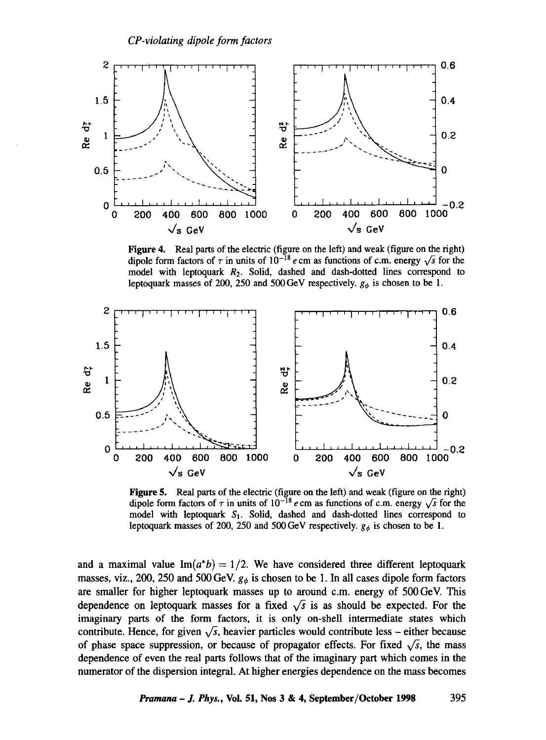**Figure 4.** Real parts of the electric (figure on the left) and weak (figure on the right) dipole form factors of $\tau$ in units of $10^{-18}\,e\,\text{cm}$ as functions of c.m. energy $\sqrt{s}$ for the model with leptoquark $R_2$. Solid, dashed and dash-dotted lines correspond to leptoquark masses of 200, 250 and 500 GeV respectively. $g_\phi$ is chosen to be 1.

**Figure 5.** Real parts of the electric (figure on the left) and weak (figure on the right) dipole form factors of $\tau$ in units of $10^{-18}\,e\,\text{cm}$ as functions of c.m. energy $\sqrt{s}$ for the model with leptoquark $S_1$. Solid, dashed and dash-dotted lines correspond to leptoquark masses of 200, 250 and 500 GeV respectively. $g_\phi$ is chosen to be 1.

and a maximal value $\text{Im}(a^*b) = 1/2$. We have considered three different leptoquark masses, viz., 200, 250 and 500 GeV. $g_\phi$ is chosen to be 1. In all cases dipole form factors are smaller for higher leptoquark masses up to around c.m. energy of 500 GeV. This dependence on leptoquark masses for a fixed $\sqrt{s}$ is as should be expected. For the imaginary parts of the form factors, it is only on-shell intermediate states which contribute. Hence, for given $\sqrt{s}$, heavier particles would contribute less – either because of phase space suppression, or because of propagator effects. For fixed $\sqrt{s}$, the mass dependence of even the real parts follows that of the imaginary part which comes in the numerator of the dispersion integral. At higher energies dependence on the mass becomes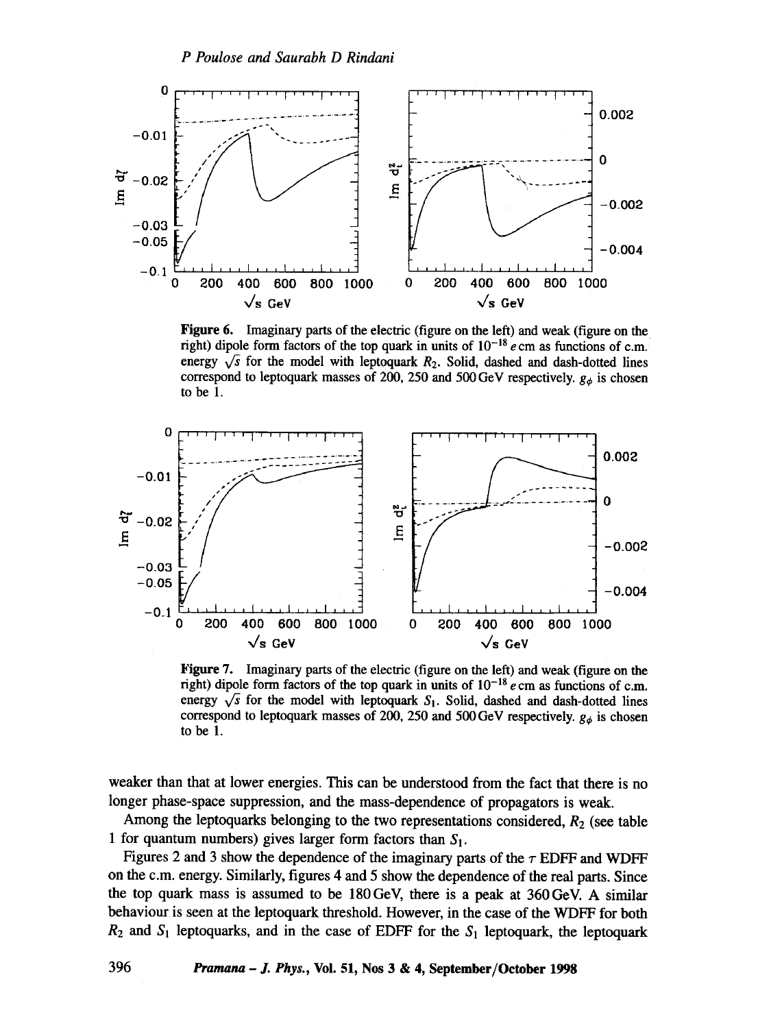**Figure 6.** Imaginary parts of the electric (figure on the left) and weak (figure on the right) dipole form factors of the top quark in units of $10^{-18}\,e\,\mathrm{cm}$ as functions of c.m. energy $\sqrt{s}$ for the model with leptoquark $R_2$. Solid, dashed and dash-dotted lines correspond to leptoquark masses of 200, 250 and 500 GeV respectively. $g_\phi$ is chosen to be 1.

**Figure 7.** Imaginary parts of the electric (figure on the left) and weak (figure on the right) dipole form factors of the top quark in units of $10^{-18}\,e\,\mathrm{cm}$ as functions of c.m. energy $\sqrt{s}$ for the model with leptoquark $S_1$. Solid, dashed and dash-dotted lines correspond to leptoquark masses of 200, 250 and 500 GeV respectively. $g_\phi$ is chosen to be 1.

weaker than that at lower energies. This can be understood from the fact that there is no longer phase-space suppression, and the mass-dependence of propagators is weak.

Among the leptoquarks belonging to the two representations considered, $R_2$ (see table 1 for quantum numbers) gives larger form factors than $S_1$.

Figures 2 and 3 show the dependence of the imaginary parts of the $\tau$ EDFF and WDFF on the c.m. energy. Similarly, figures 4 and 5 show the dependence of the real parts. Since the top quark mass is assumed to be 180 GeV, there is a peak at 360 GeV. A similar behaviour is seen at the leptoquark threshold. However, in the case of the WDFF for both $R_2$ and $S_1$ leptoquarks, and in the case of EDFF for the $S_1$ leptoquark, the leptoquark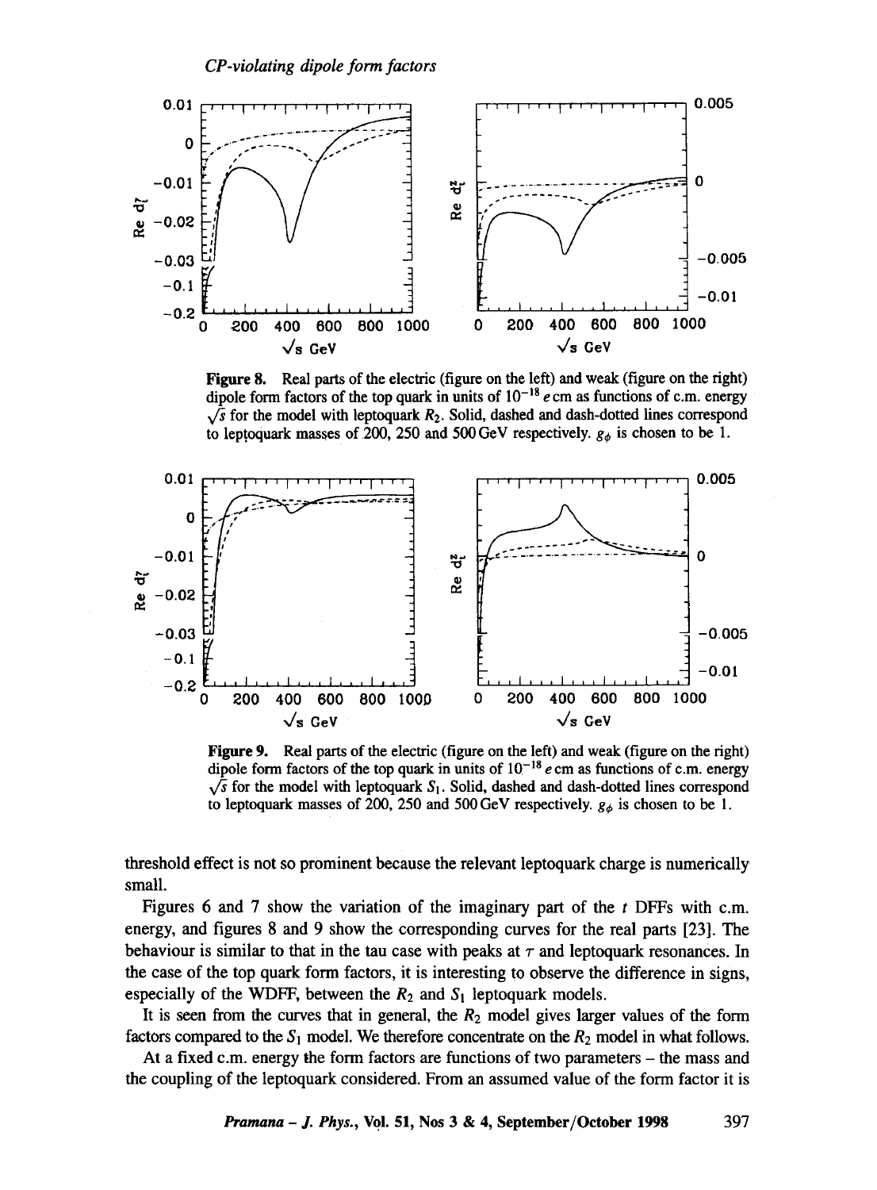Figure 8. Real parts of the electric (figure on the left) and weak (figure on the right) dipole form factors of the top quark in units of $10^{-18}$ $e$ cm as functions of c.m. energy $\sqrt{s}$ for the model with leptoquark $R_2$. Solid, dashed and dash-dotted lines correspond to leptoquark masses of 200, 250 and 500 GeV respectively. $g_\phi$ is chosen to be 1.

Figure 9. Real parts of the electric (figure on the left) and weak (figure on the right) dipole form factors of the top quark in units of $10^{-18}$ $e$ cm as functions of c.m. energy $\sqrt{s}$ for the model with leptoquark $S_1$. Solid, dashed and dash-dotted lines correspond to leptoquark masses of 200, 250 and 500 GeV respectively. $g_\phi$ is chosen to be 1.

threshold effect is not so prominent because the relevant leptoquark charge is numerically small.

Figures 6 and 7 show the variation of the imaginary part of the $t$ DFFs with c.m. energy, and figures 8 and 9 show the corresponding curves for the real parts [23]. The behaviour is similar to that in the tau case with peaks at $\tau$ and leptoquark resonances. In the case of the top quark form factors, it is interesting to observe the difference in signs, especially of the WDFF, between the $R_2$ and $S_1$ leptoquark models.

It is seen from the curves that in general, the $R_2$ model gives larger values of the form factors compared to the $S_1$ model. We therefore concentrate on the $R_2$ model in what follows.

At a fixed c.m. energy the form factors are functions of two parameters – the mass and the coupling of the leptoquark considered. From an assumed value of the form factor it is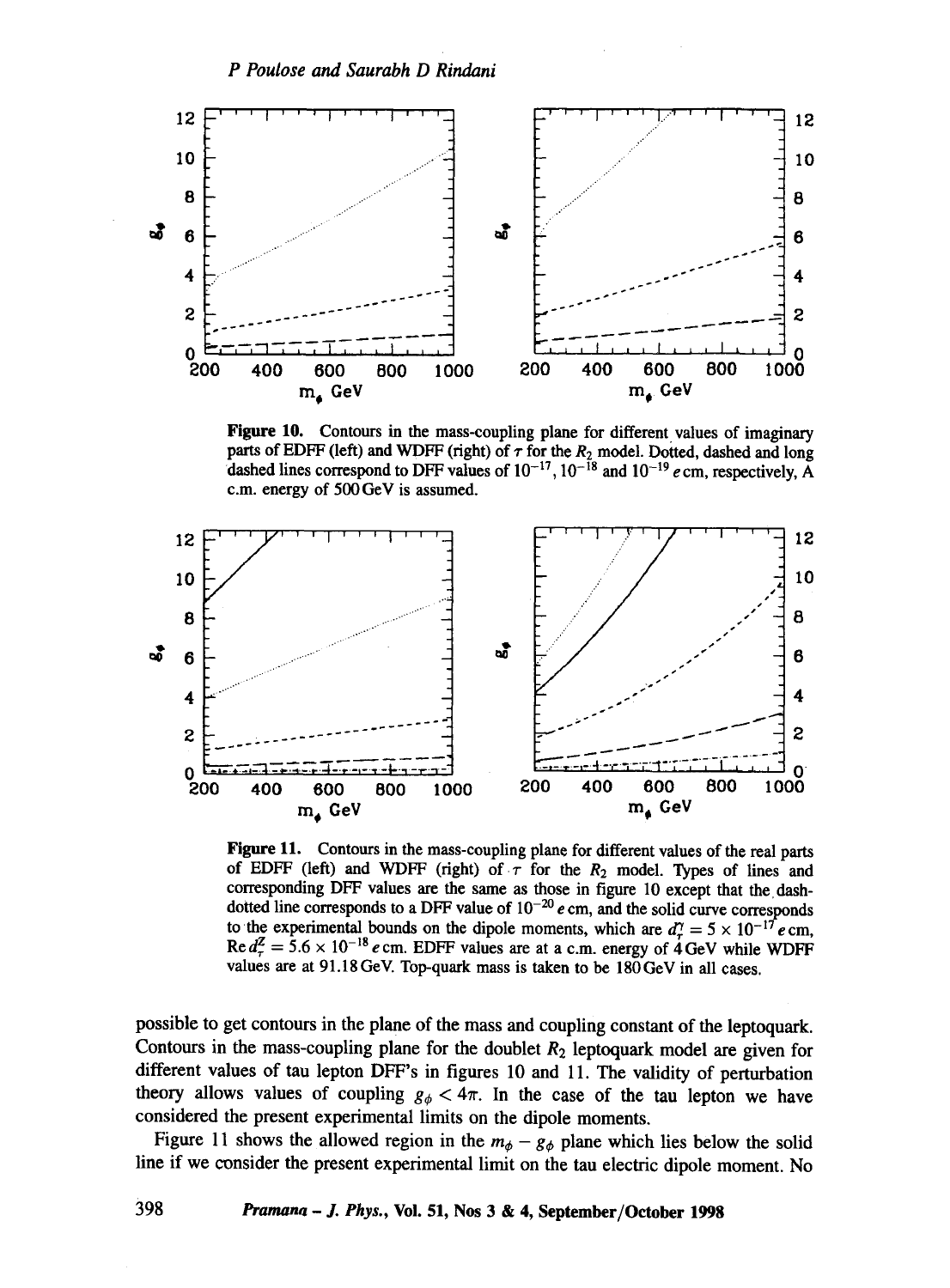**Figure 10.** Contours in the mass-coupling plane for different values of imaginary parts of EDFF (left) and WDFF (right) of $\tau$ for the $R_2$ model. Dotted, dashed and long dashed lines correspond to DFF values of $10^{-17}$, $10^{-18}$ and $10^{-19}$ $e$ cm, respectively, A c.m. energy of 500 GeV is assumed.

**Figure 11.** Contours in the mass-coupling plane for different values of the real parts of EDFF (left) and WDFF (right) of $\tau$ for the $R_2$ model. Types of lines and corresponding DFF values are the same as those in figure 10 except that the dash-dotted line corresponds to a DFF value of $10^{-20}$ $e$ cm, and the solid curve corresponds to the experimental bounds on the dipole moments, which are $d_\tau^\gamma = 5 \times 10^{-17}$ $e$ cm, $\mathrm{Re}\, d_\tau^Z = 5.6 \times 10^{-18}$ $e$ cm. EDFF values are at a c.m. energy of 4 GeV while WDFF values are at 91.18 GeV. Top-quark mass is taken to be 180 GeV in all cases.

possible to get contours in the plane of the mass and coupling constant of the leptoquark. Contours in the mass-coupling plane for the doublet $R_2$ leptoquark model are given for different values of tau lepton DFF's in figures 10 and 11. The validity of perturbation theory allows values of coupling $g_\phi < 4\pi$. In the case of the tau lepton we have considered the present experimental limits on the dipole moments.

Figure 11 shows the allowed region in the $m_\phi - g_\phi$ plane which lies below the solid line if we consider the present experimental limit on the tau electric dipole moment. No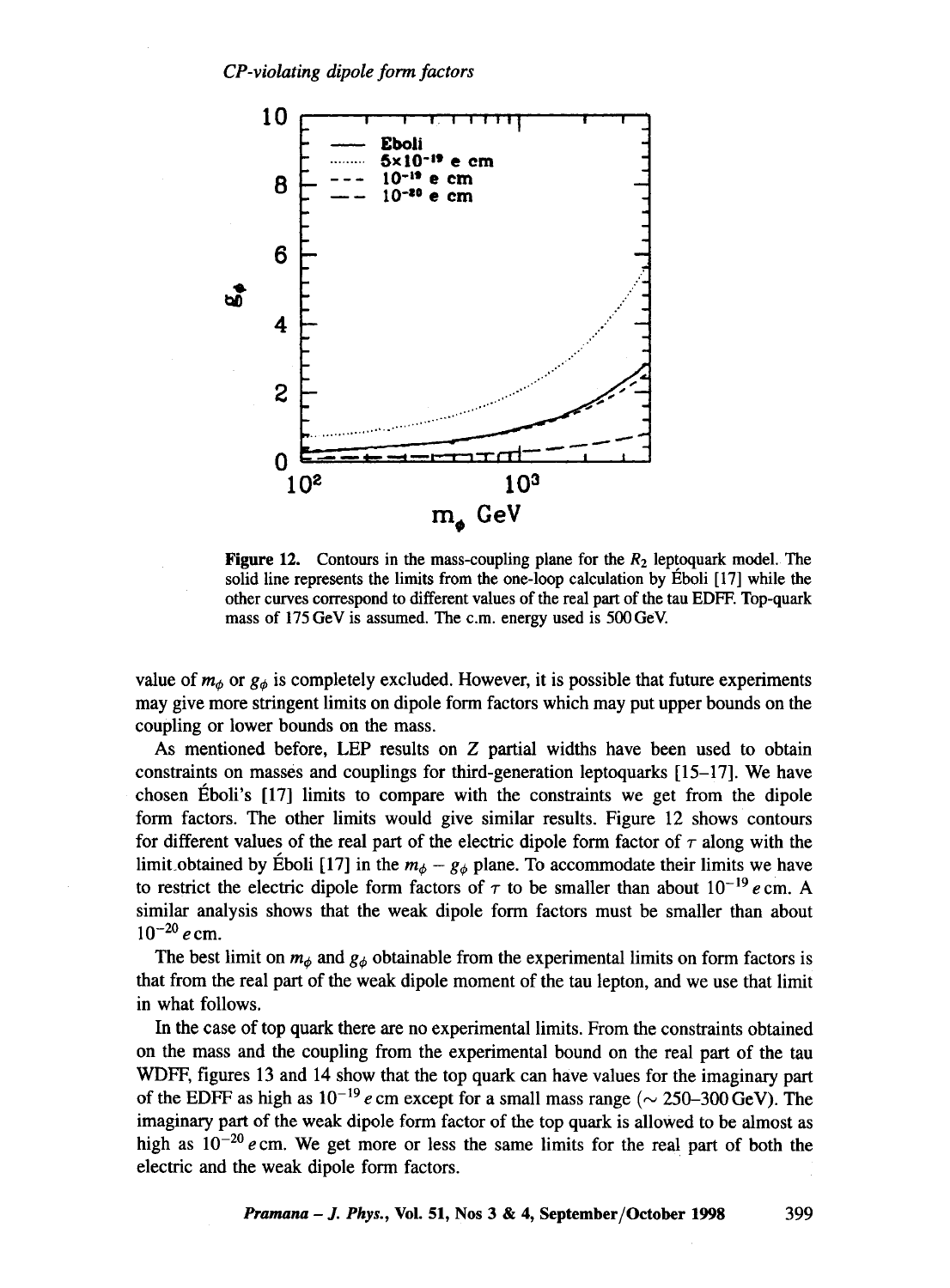Figure 12. Contours in the mass-coupling plane for the $R_2$ leptoquark model. The solid line represents the limits from the one-loop calculation by Éboli [17] while the other curves correspond to different values of the real part of the tau EDFF. Top-quark mass of 175 GeV is assumed. The c.m. energy used is 500 GeV.

value of $m_\phi$ or $g_\phi$ is completely excluded. However, it is possible that future experiments may give more stringent limits on dipole form factors which may put upper bounds on the coupling or lower bounds on the mass.

As mentioned before, LEP results on Z partial widths have been used to obtain constraints on masses and couplings for third-generation leptoquarks [15–17]. We have chosen Éboli's [17] limits to compare with the constraints we get from the dipole form factors. The other limits would give similar results. Figure 12 shows contours for different values of the real part of the electric dipole form factor of $\tau$ along with the limit obtained by Éboli [17] in the $m_\phi - g_\phi$ plane. To accommodate their limits we have to restrict the electric dipole form factors of $\tau$ to be smaller than about $10^{-19}\, e\,\text{cm}$. A similar analysis shows that the weak dipole form factors must be smaller than about $10^{-20}\, e\,\text{cm}$.

The best limit on $m_\phi$ and $g_\phi$ obtainable from the experimental limits on form factors is that from the real part of the weak dipole moment of the tau lepton, and we use that limit in what follows.

In the case of top quark there are no experimental limits. From the constraints obtained on the mass and the coupling from the experimental bound on the real part of the tau WDFF, figures 13 and 14 show that the top quark can have values for the imaginary part of the EDFF as high as $10^{-19}\, e\,\text{cm}$ except for a small mass range ($\sim$ 250–300 GeV). The imaginary part of the weak dipole form factor of the top quark is allowed to be almost as high as $10^{-20}\, e\,\text{cm}$. We get more or less the same limits for the real part of both the electric and the weak dipole form factors.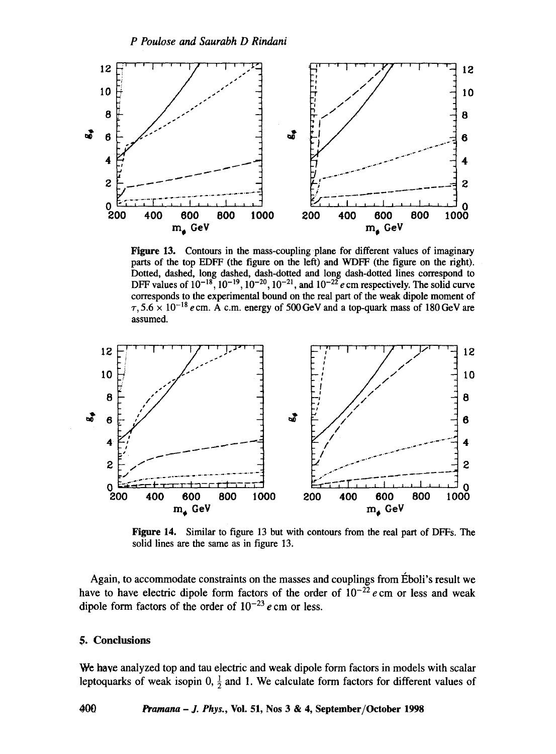**Figure 13.** Contours in the mass-coupling plane for different values of imaginary parts of the top EDFF (the figure on the left) and WDFF (the figure on the right). Dotted, dashed, long dashed, dash-dotted and long dash-dotted lines correspond to DFF values of $10^{-18}$, $10^{-19}$, $10^{-20}$, $10^{-21}$, and $10^{-22}$ $e$ cm respectively. The solid curve corresponds to the experimental bound on the real part of the weak dipole moment of $\tau$, $5.6 \times 10^{-18}$ $e$ cm. A c.m. energy of 500 GeV and a top-quark mass of 180 GeV are assumed.

**Figure 14.** Similar to figure 13 but with contours from the real part of DFFs. The solid lines are the same as in figure 13.

Again, to accommodate constraints on the masses and couplings from Éboli's result we have to have electric dipole form factors of the order of $10^{-22}$ $e$ cm or less and weak dipole form factors of the order of $10^{-23}$ $e$ cm or less.

## 5. Conclusions

We have analyzed top and tau electric and weak dipole form factors in models with scalar leptoquarks of weak isopin 0, $\frac{1}{2}$ and 1. We calculate form factors for different values of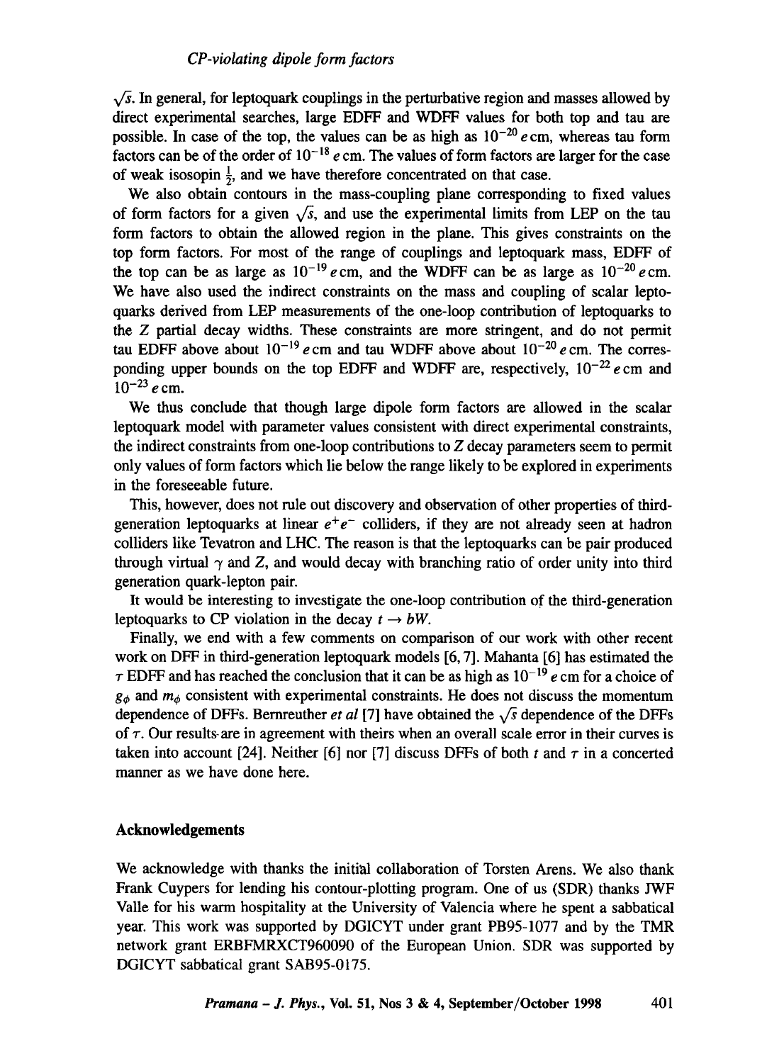$\sqrt{s}$. In general, for leptoquark couplings in the perturbative region and masses allowed by direct experimental searches, large EDFF and WDFF values for both top and tau are possible. In case of the top, the values can be as high as $10^{-20}\,e\,\text{cm}$, whereas tau form factors can be of the order of $10^{-18}\,e\,\text{cm}$. The values of form factors are larger for the case of weak isosopin $\frac{1}{2}$, and we have therefore concentrated on that case.

We also obtain contours in the mass-coupling plane corresponding to fixed values of form factors for a given $\sqrt{s}$, and use the experimental limits from LEP on the tau form factors to obtain the allowed region in the plane. This gives constraints on the top form factors. For most of the range of couplings and leptoquark mass, EDFF of the top can be as large as $10^{-19}\,e\,\text{cm}$, and the WDFF can be as large as $10^{-20}\,e\,\text{cm}$. We have also used the indirect constraints on the mass and coupling of scalar leptoquarks derived from LEP measurements of the one-loop contribution of leptoquarks to the $Z$ partial decay widths. These constraints are more stringent, and do not permit tau EDFF above about $10^{-19}\,e\,\text{cm}$ and tau WDFF above about $10^{-20}\,e\,\text{cm}$. The corresponding upper bounds on the top EDFF and WDFF are, respectively, $10^{-22}\,e\,\text{cm}$ and $10^{-23}\,e\,\text{cm}$.

We thus conclude that though large dipole form factors are allowed in the scalar leptoquark model with parameter values consistent with direct experimental constraints, the indirect constraints from one-loop contributions to $Z$ decay parameters seem to permit only values of form factors which lie below the range likely to be explored in experiments in the foreseeable future.

This, however, does not rule out discovery and observation of other properties of third-generation leptoquarks at linear $e^+e^-$ colliders, if they are not already seen at hadron colliders like Tevatron and LHC. The reason is that the leptoquarks can be pair produced through virtual $\gamma$ and $Z$, and would decay with branching ratio of order unity into third generation quark-lepton pair.

It would be interesting to investigate the one-loop contribution of the third-generation leptoquarks to CP violation in the decay $t \to bW$.

Finally, we end with a few comments on comparison of our work with other recent work on DFF in third-generation leptoquark models [6, 7]. Mahanta [6] has estimated the $\tau$ EDFF and has reached the conclusion that it can be as high as $10^{-19}\,e\,\text{cm}$ for a choice of $g_\phi$ and $m_\phi$ consistent with experimental constraints. He does not discuss the momentum dependence of DFFs. Bernreuther *et al* [7] have obtained the $\sqrt{s}$ dependence of the DFFs of $\tau$. Our results are in agreement with theirs when an overall scale error in their curves is taken into account [24]. Neither [6] nor [7] discuss DFFs of both $t$ and $\tau$ in a concerted manner as we have done here.

## Acknowledgements

We acknowledge with thanks the initial collaboration of Torsten Arens. We also thank Frank Cuypers for lending his contour-plotting program. One of us (SDR) thanks JWF Valle for his warm hospitality at the University of Valencia where he spent a sabbatical year. This work was supported by DGICYT under grant PB95-1077 and by the TMR network grant ERBFMRXCT960090 of the European Union. SDR was supported by DGICYT sabbatical grant SAB95-0175.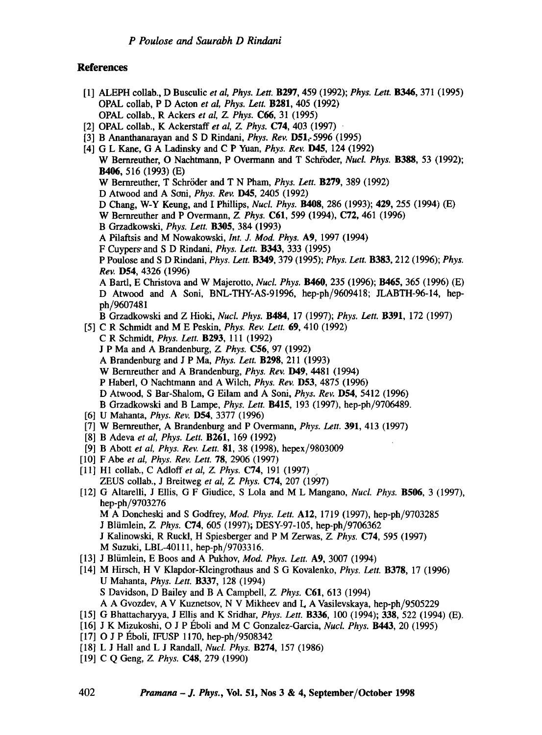## References

[1] ALEPH collab., D Busculic *et al*, *Phys. Lett.* **B297**, 459 (1992); *Phys. Lett.* **B346**, 371 (1995)
OPAL collab, P D Acton *et al*, *Phys. Lett.* **B281**, 405 (1992)
OPAL collab., R Ackers *et al*, *Z. Phys.* **C66**, 31 (1995)

[2] OPAL collab., K Ackerstaff *et al*, *Z. Phys.* **C74**, 403 (1997)

[3] B Ananthanarayan and S D Rindani, *Phys. Rev.* **D51**, 5996 (1995)

[4] G L Kane, G A Ladinsky and C P Yuan, *Phys. Rev.* **D45**, 124 (1992)
W Bernreuther, O Nachtmann, P Overmann and T Schröder, *Nucl. Phys.* **B388**, 53 (1992); **B406**, 516 (1993) (E)
W Bernreuther, T Schröder and T N Pham, *Phys. Lett.* **B279**, 389 (1992)
D Atwood and A Soni, *Phys. Rev.* **D45**, 2405 (1992)
D Chang, W-Y Keung, and I Phillips, *Nucl. Phys.* **B408**, 286 (1993); **429**, 255 (1994) (E)
W Bernreuther and P Overmann, *Z. Phys.* **C61**, 599 (1994), **C72**, 461 (1996)
B Grzadkowski, *Phys. Lett.* **B305**, 384 (1993)
A Pilaftsis and M Nowakowski, *Int. J. Mod. Phys.* **A9**, 1997 (1994)
F Cuypers and S D Rindani, *Phys. Lett.* **B343**, 333 (1995)
P Poulose and S D Rindani, *Phys. Lett.* **B349**, 379 (1995); *Phys. Lett.* **B383**, 212 (1996); *Phys. Rev.* **D54**, 4326 (1996)
A Bartl, E Christova and W Majerotto, *Nucl. Phys.* **B460**, 235 (1996); **B465**, 365 (1996) (E)
D Atwood and A Soni, BNL-THY-AS-91996, hep-ph/9609418; JLABTH-96-14, hep-ph/9607481
B Grzadkowski and Z Hioki, *Nucl. Phys.* **B484**, 17 (1997); *Phys. Lett.* **B391**, 172 (1997)

[5] C R Schmidt and M E Peskin, *Phys. Rev. Lett.* **69**, 410 (1992)
C R Schmidt, *Phys. Lett.* **B293**, 111 (1992)
J P Ma and A Brandenburg, *Z. Phys.* **C56**, 97 (1992)
A Brandenburg and J P Ma, *Phys. Lett.* **B298**, 211 (1993)
W Bernreuther and A Brandenburg, *Phys. Rev.* **D49**, 4481 (1994)
P Haberl, O Nachtmann and A Wilch, *Phys. Rev.* **D53**, 4875 (1996)
D Atwood, S Bar-Shalom, G Eilam and A Soni, *Phys. Rev.* **D54**, 5412 (1996)
B Grzadkowski and B Lampe, *Phys. Lett.* **B415**, 193 (1997), hep-ph/9706489.

[6] U Mahanta, *Phys. Rev.* **D54**, 3377 (1996)

[7] W Bernreuther, A Brandenburg and P Overmann, *Phys. Lett.* **391**, 413 (1997)

[8] B Adeva *et al*, *Phys. Lett.* **B261**, 169 (1992)

[9] B Abott *et al*, *Phys. Rev. Lett.* **81**, 38 (1998), hepex/9803009

[10] F Abe *et al*, *Phys. Rev. Lett.* **78**, 2906 (1997)

[11] H1 collab., C Adloff *et al*, *Z. Phys.* **C74**, 191 (1997)
ZEUS collab., J Breitweg *et al*, *Z. Phys.* **C74**, 207 (1997)

[12] G Altarelli, J Ellis, G F Giudice, S Lola and M L Mangano, *Nucl. Phys.* **B506**, 3 (1997), hep-ph/9703276
M A Doncheski and S Godfrey, *Mod. Phys. Lett.* **A12**, 1719 (1997), hep-ph/9703285
J Blümlein, *Z. Phys.* **C74**, 605 (1997); DESY-97-105, hep-ph/9706362
J Kalinowski, R Ruckl, H Spiesberger and P M Zerwas, *Z. Phys.* **C74**, 595 (1997)
M Suzuki, LBL-40111, hep-ph/9703316.

[13] J Blümlein, E Boos and A Pukhov, *Mod. Phys. Lett.* **A9**, 3007 (1994)

[14] M Hirsch, H V Klapdor-Kleingrothaus and S G Kovalenko, *Phys. Lett.* **B378**, 17 (1996)
U Mahanta, *Phys. Lett.* **B337**, 128 (1994)
S Davidson, D Bailey and B A Campbell, *Z. Phys.* **C61**, 613 (1994)
A A Gvozdev, A V Kuznetsov, N V Mikheev and L A Vasilevskaya, hep-ph/9505229

[15] G Bhattacharyya, J Ellis and K Sridhar, *Phys. Lett.* **B336**, 100 (1994); **338**, 522 (1994) (E).

[16] J K Mizukoshi, O J P Éboli and M C Gonzalez-Garcia, *Nucl. Phys.* **B443**, 20 (1995)

[17] O J P Éboli, IFUSP 1170, hep-ph/9508342

[18] L J Hall and L J Randall, *Nucl. Phys.* **B274**, 157 (1986)

[19] C Q Geng, *Z. Phys.* **C48**, 279 (1990)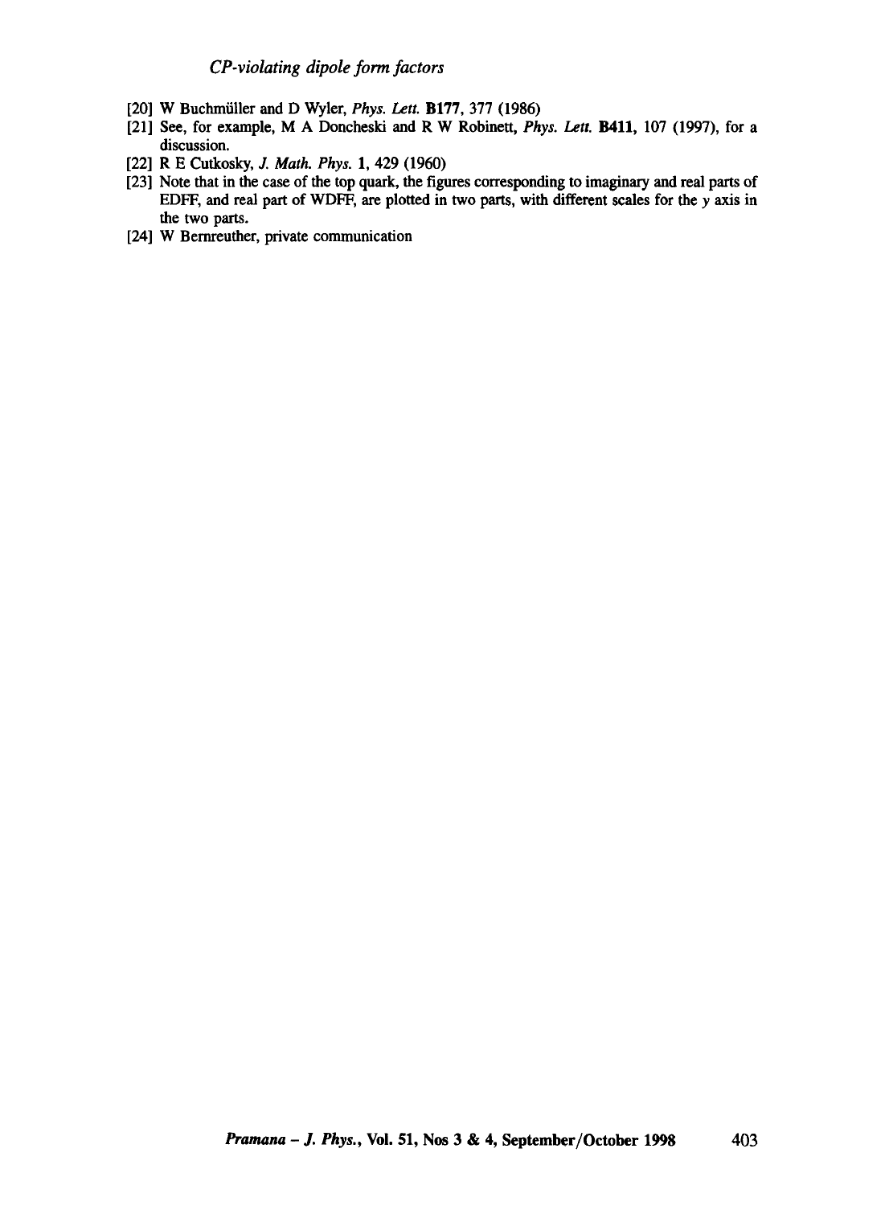[20] W Buchmüller and D Wyler, *Phys. Lett.* **B177**, 377 (1986)

[21] See, for example, M A Doncheski and R W Robinett, *Phys. Lett.* **B411**, 107 (1997), for a discussion.

[22] R E Cutkosky, *J. Math. Phys.* **1**, 429 (1960)

[23] Note that in the case of the top quark, the figures corresponding to imaginary and real parts of EDFF, and real part of WDFF, are plotted in two parts, with different scales for the $y$ axis in the two parts.

[24] W Bernreuther, private communication